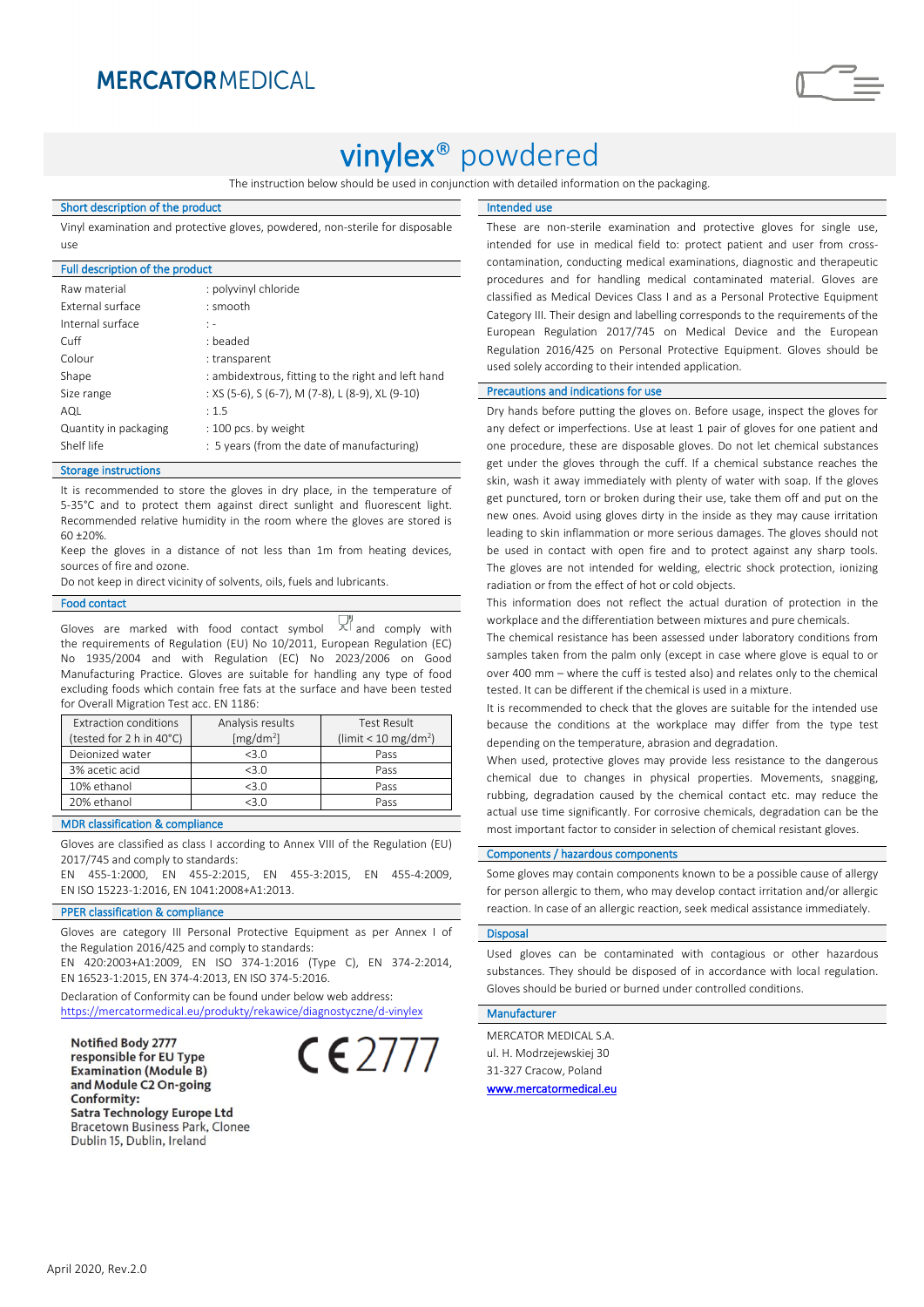MERCATOR MEDICAL

# vinylex® powdered

The instruction below should be used in conjunction with detailed information on the packaging.

## Short description of the product

Vinyl examination and protective gloves, powdered, non-sterile for disposable use

## Full description of the product

| | |
|---|---|
| Raw material | : polyvinyl chloride |
| External surface | : smooth |
| Internal surface | : - |
| Cuff | : beaded |
| Colour | : transparent |
| Shape | : ambidextrous, fitting to the right and left hand |
| Size range | : XS (5-6), S (6-7), M (7-8), L (8-9), XL (9-10) |
| AQL | : 1.5 |
| Quantity in packaging | : 100 pcs. by weight |
| Shelf life | : 5 years (from the date of manufacturing) |

## Storage instructions

It is recommended to store the gloves in dry place, in the temperature of 5-35°C and to protect them against direct sunlight and fluorescent light. Recommended relative humidity in the room where the gloves are stored is 60 ±20%.

Keep the gloves in a distance of not less than 1m from heating devices, sources of fire and ozone.

Do not keep in direct vicinity of solvents, oils, fuels and lubricants.

## Food contact

Gloves are marked with food contact symbol and comply with the requirements of Regulation (EU) No 10/2011, European Regulation (EC) No 1935/2004 and with Regulation (EC) No 2023/2006 on Good Manufacturing Practice. Gloves are suitable for handling any type of food excluding foods which contain free fats at the surface and have been tested for Overall Migration Test acc. EN 1186:

| Extraction conditions (tested for 2 h in 40°C) | Analysis results [mg/dm$^2$] | Test Result (limit < 10 mg/dm$^2$) |
|---|---|---|
| Deionized water | <3.0 | Pass |
| 3% acetic acid | <3.0 | Pass |
| 10% ethanol | <3.0 | Pass |
| 20% ethanol | <3.0 | Pass |

## MDR classification & compliance

Gloves are classified as class I according to Annex VIII of the Regulation (EU) 2017/745 and comply to standards:
EN 455-1:2000, EN 455-2:2015, EN 455-3:2015, EN 455-4:2009, EN ISO 15223-1:2016, EN 1041:2008+A1:2013.

## PPER classification & compliance

Gloves are category III Personal Protective Equipment as per Annex I of the Regulation 2016/425 and comply to standards:
EN 420:2003+A1:2009, EN ISO 374-1:2016 (Type C), EN 374-2:2014, EN 16523-1:2015, EN 374-4:2013, EN ISO 374-5:2016.

Declaration of Conformity can be found under below web address:
https://mercatormedical.eu/produkty/rekawice/diagnostyczne/d-vinylex

**Notified Body 2777**
**responsible for EU Type Examination (Module B) and Module C2 On-going Conformity:**
**Satra Technology Europe Ltd**
Bracetown Business Park, Clonee
Dublin 15, Dublin, Ireland

CE 2777

## Intended use

These are non-sterile examination and protective gloves for single use, intended for use in medical field to: protect patient and user from cross-contamination, conducting medical examinations, diagnostic and therapeutic procedures and for handling medical contaminated material. Gloves are classified as Medical Devices Class I and as a Personal Protective Equipment Category III. Their design and labelling corresponds to the requirements of the European Regulation 2017/745 on Medical Device and the European Regulation 2016/425 on Personal Protective Equipment. Gloves should be used solely according to their intended application.

## Precautions and indications for use

Dry hands before putting the gloves on. Before usage, inspect the gloves for any defect or imperfections. Use at least 1 pair of gloves for one patient and one procedure, these are disposable gloves. Do not let chemical substances get under the gloves through the cuff. If a chemical substance reaches the skin, wash it away immediately with plenty of water with soap. If the gloves get punctured, torn or broken during their use, take them off and put on the new ones. Avoid using gloves dirty in the inside as they may cause irritation leading to skin inflammation or more serious damages. The gloves should not be used in contact with open fire and to protect against any sharp tools. The gloves are not intended for welding, electric shock protection, ionizing radiation or from the effect of hot or cold objects.

This information does not reflect the actual duration of protection in the workplace and the differentiation between mixtures and pure chemicals.

The chemical resistance has been assessed under laboratory conditions from samples taken from the palm only (except in case where glove is equal to or over 400 mm – where the cuff is tested also) and relates only to the chemical tested. It can be different if the chemical is used in a mixture.

It is recommended to check that the gloves are suitable for the intended use because the conditions at the workplace may differ from the type test depending on the temperature, abrasion and degradation.

When used, protective gloves may provide less resistance to the dangerous chemical due to changes in physical properties. Movements, snagging, rubbing, degradation caused by the chemical contact etc. may reduce the actual use time significantly. For corrosive chemicals, degradation can be the most important factor to consider in selection of chemical resistant gloves.

## Components / hazardous components

Some gloves may contain components known to be a possible cause of allergy for person allergic to them, who may develop contact irritation and/or allergic reaction. In case of an allergic reaction, seek medical assistance immediately.

## Disposal

Used gloves can be contaminated with contagious or other hazardous substances. They should be disposed of in accordance with local regulation. Gloves should be buried or burned under controlled conditions.

## Manufacturer

MERCATOR MEDICAL S.A.
ul. H. Modrzejewskiej 30
31-327 Cracow, Poland
www.mercatormedical.eu

April 2020, Rev.2.0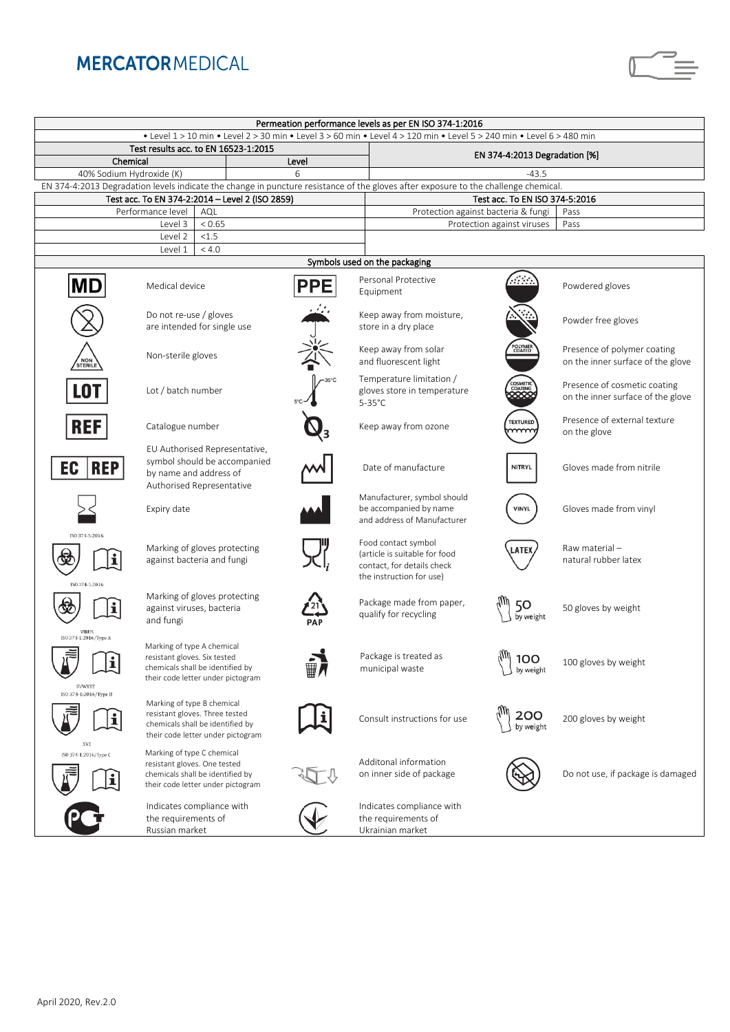MERCATOR MEDICAL

| Permeation performance levels as per EN ISO 374-1:2016 | | |
|---|---|---|
| • Level 1 > 10 min • Level 2 > 30 min • Level 3 > 60 min • Level 4 > 120 min • Level 5 > 240 min • Level 6 > 480 min | | |
| Test results acc. to EN 16523-1:2015 | | EN 374-4:2013 Degradation [%] |
| Chemical | Level | |
| 40% Sodium Hydroxide (K) | 6 | -43.5 |

EN 374-4:2013 Degradation levels indicate the change in puncture resistance of the gloves after exposure to the challenge chemical.

| Test acc. To EN 374-2:2014 – Level 2 (ISO 2859) | | Test acc. To EN ISO 374-5:2016 | |
|---|---|---|---|
| Performance level | AQL | Protection against bacteria & fungi | Pass |
| Level 3 | < 0.65 | Protection against viruses | Pass |
| Level 2 | <1.5 | | |
| Level 1 | < 4.0 | | |

**Symbols used on the packaging**

| Symbol | Meaning | Symbol | Meaning | Symbol | Meaning |
|---|---|---|---|---|---|
| MD | Medical device | PPE | Personal Protective Equipment | | Powdered gloves |
| | Do not re-use / gloves are intended for single use | | Keep away from moisture, store in a dry place | | Powder free gloves |
| NON STERILE | Non-sterile gloves | | Keep away from solar and fluorescent light | POLYMER COATED | Presence of polymer coating on the inner surface of the glove |
| LOT | Lot / batch number | 5°C – 35°C | Temperature limitation / gloves store in temperature 5-35°C | COSMETIC COATING | Presence of cosmetic coating on the inner surface of the glove |
| REF | Catalogue number | $O_3$ | Keep away from ozone | TEXTURED | Presence of external texture on the glove |
| EC REP | EU Authorised Representative, symbol should be accompanied by name and address of Authorised Representative | | Date of manufacture | NITRYL | Gloves made from nitrile |
| | Expiry date | | Manufacturer, symbol should be accompanied by name and address of Manufacturer | VINYL | Gloves made from vinyl |
| ISO 374-5:2016 | Marking of gloves protecting against bacteria and fungi | | Food contact symbol (article is suitable for food contact, for details check the instruction for use) | LATEX | Raw material – natural rubber latex |
| ISO 374-5:2016 VIRUS | Marking of gloves protecting against viruses, bacteria and fungi | 21 PAP | Package made from paper, qualify for recycling | 50 by weight | 50 gloves by weight |
| ISO 374-1:2016/Type A UVWXYZ | Marking of type A chemical resistant gloves. Six tested chemicals shall be identified by their code letter under pictogram | | Package is treated as municipal waste | 100 by weight | 100 gloves by weight |
| ISO 374-1:2016/Type B XYZ | Marking of type B chemical resistant gloves. Three tested chemicals shall be identified by their code letter under pictogram | | Consult instructions for use | 200 by weight | 200 gloves by weight |
| ISO 374-1:2016/Type C | Marking of type C chemical resistant gloves. One tested chemicals shall be identified by their code letter under pictogram | | Additonal information on inner side of package | | Do not use, if package is damaged |
| PCT | Indicates compliance with the requirements of Russian market | | Indicates compliance with the requirements of Ukrainian market | | |

April 2020, Rev.2.0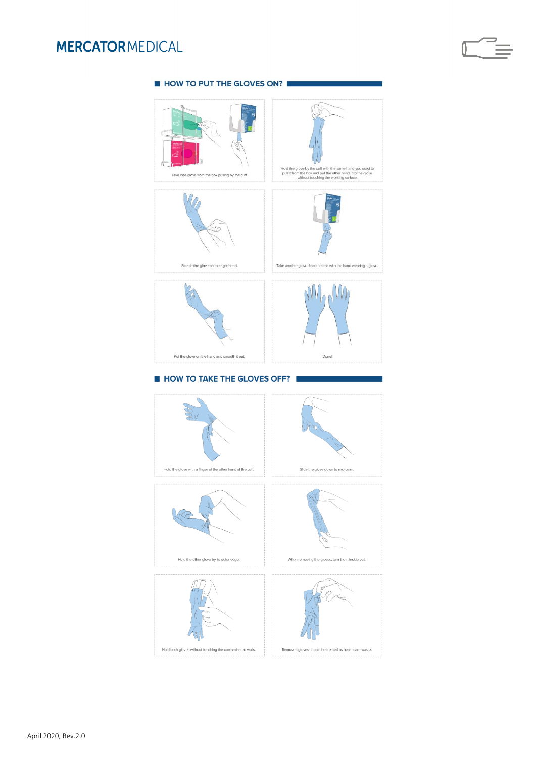## HOW TO PUT THE GLOVES ON?

Take one glove from the box pulling by the cuff.

Hold the glove by the cuff with the same hand you used to pull it from the box and put the other hand into the glove without touching the working surface.

Stretch the glove on the right hand.

Take another glove from the box with the hand wearing a glove.

Put the glove on the hand and smooth it out.

Done!

## HOW TO TAKE THE GLOVES OFF?

Hold the glove with a finger of the other hand at the cuff.

Slide the glove down to mid-palm.

Hold the other glove by its outer edge.

When removing the gloves, turn them inside out.

Hold both gloves without touching the contaminated walls.

Removed gloves should be treated as healthcare waste.

April 2020, Rev.2.0